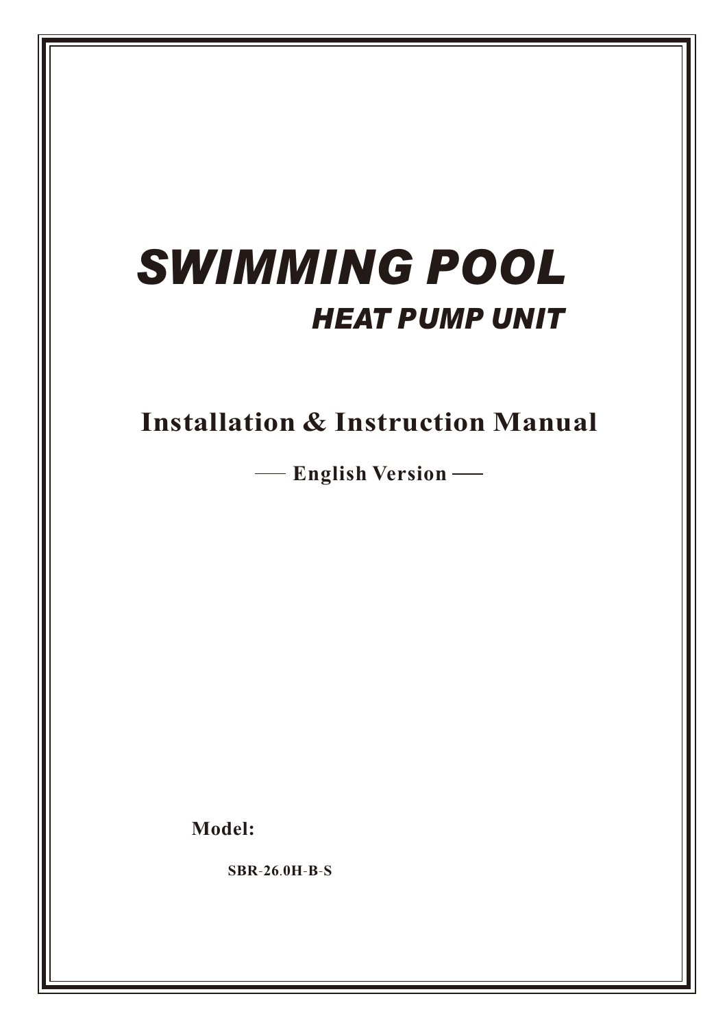# *SWIMMING POOL*

## *HEAT PUMP UNIT*

## Installation & Instruction Manual

**—— English Version ——**

**Model:**

**SBR-26.0H-B-S**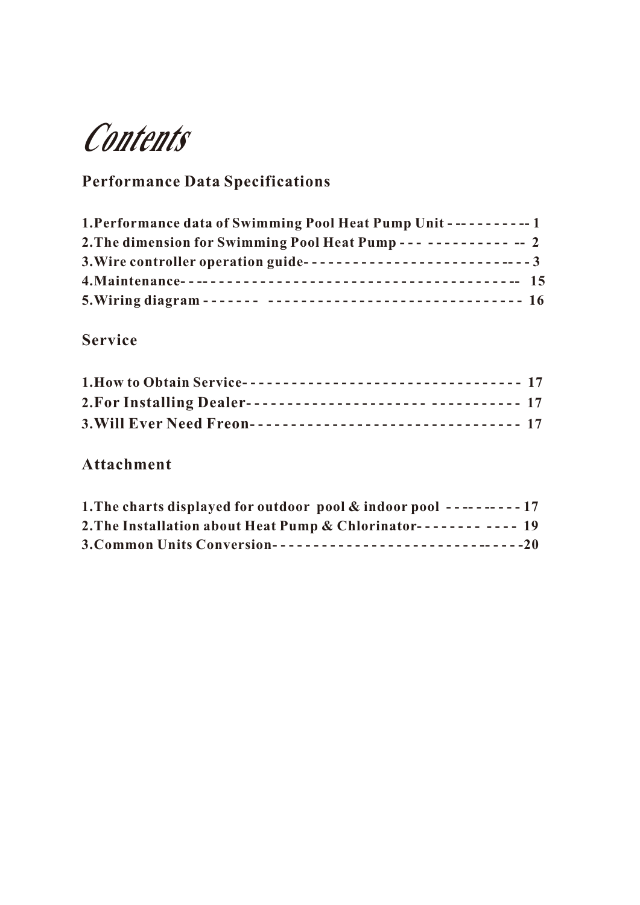# Contents

## Performance Data Specifications

1.Performance data of Swimming Pool Heat Pump Unit - -- - - - - - - -- 1
2.The dimension for Swimming Pool Heat Pump - - - - - - - - - - - - - -- 2
3.Wire controller operation guide- - - - - - - - - - - - - - - - - - - - - - - - - -- - - 3
4.Maintenance- - -- - - - - - - - - - - - - - - - - - - - - - - - - - - - - - - - - - - - -- 15
5.Wiring diagram - - - - - - - - - - - - - - - - - - - - - - - - - - - - - - - - - - - - - 16

## Service

1.How to Obtain Service- - - - - - - - - - - - - - - - - - - - - - - - - - - - - - - - - 17
2.For Installing Dealer- - - - - - - - - - - - - - - - - - - - - - - - - - - - - - - - - 17
3.Will Ever Need Freon- - - - - - - - - - - - - - - - - - - - - - - - - - - - - - - - 17

## Attachment

1.The charts displayed for outdoor pool & indoor pool - - -- - - -- - - - 17
2.The Installation about Heat Pump & Chlorinator- - - - - - - - - - - - 19
3.Common Units Conversion- - - - - - - - - - - - - - - - - - - - - - - - - - -- - - - - -20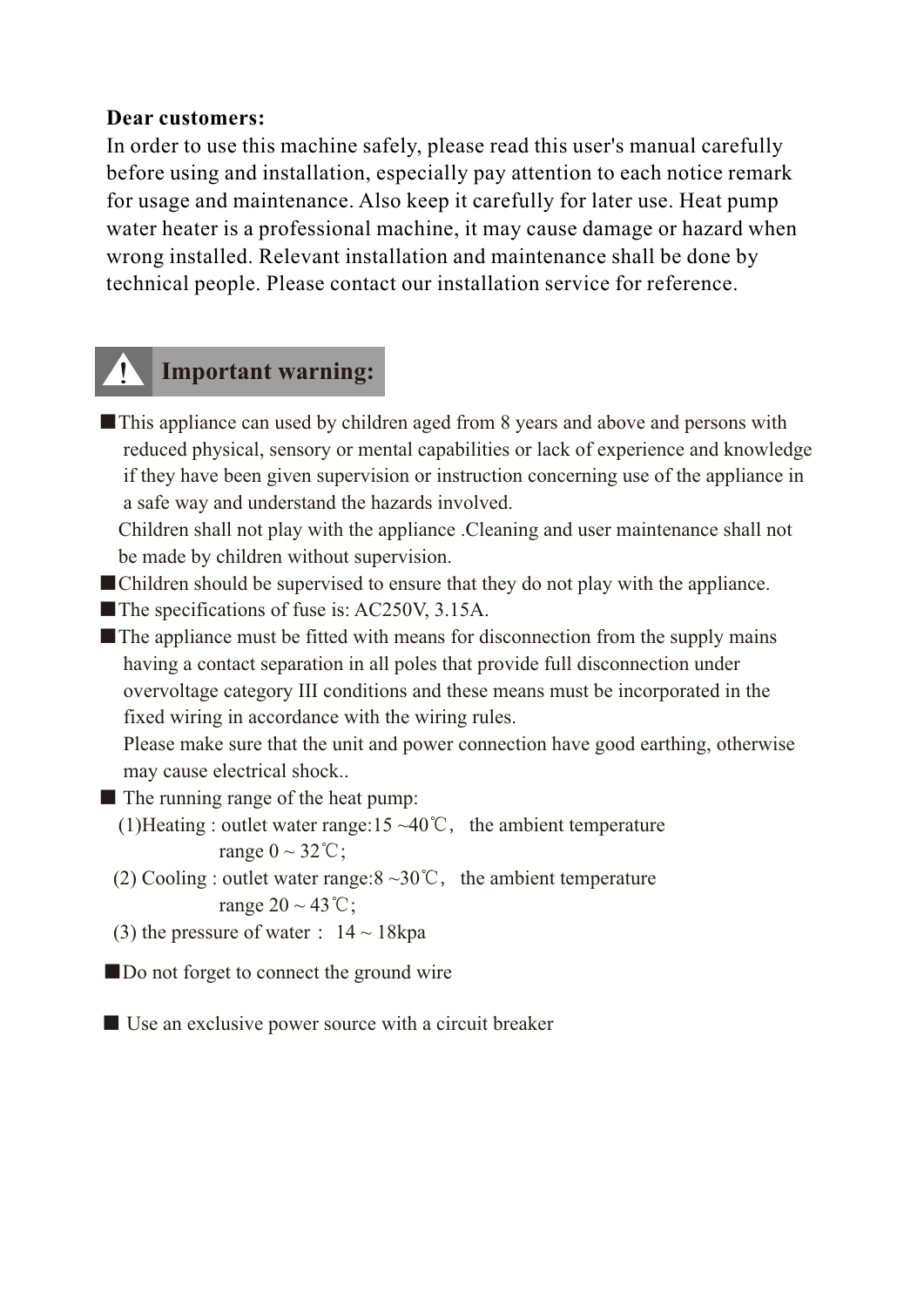**Dear customers:**

In order to use this machine safely, please read this user's manual carefully before using and installation, especially pay attention to each notice remark for usage and maintenance. Also keep it carefully for later use. Heat pump water heater is a professional machine, it may cause damage or hazard when wrong installed. Relevant installation and maintenance shall be done by technical people. Please contact our installation service for reference.

## ⚠ Important warning:

- This appliance can used by children aged from 8 years and above and persons with reduced physical, sensory or mental capabilities or lack of experience and knowledge if they have been given supervision or instruction concerning use of the appliance in a safe way and understand the hazards involved.

  Children shall not play with the appliance .Cleaning and user maintenance shall not be made by children without supervision.
- Children should be supervised to ensure that they do not play with the appliance.
- The specifications of fuse is: AC250V, 3.15A.
- The appliance must be fitted with means for disconnection from the supply mains having a contact separation in all poles that provide full disconnection under overvoltage category III conditions and these means must be incorporated in the fixed wiring in accordance with the wiring rules.

  Please make sure that the unit and power connection have good earthing, otherwise may cause electrical shock..
- The running range of the heat pump:

  (1)Heating : outlet water range:15 ~40℃, the ambient temperature range 0 ~ 32℃;

  (2) Cooling : outlet water range:8 ~30℃, the ambient temperature range 20 ~ 43℃;

  (3) the pressure of water : 14 ~ 18kpa
- Do not forget to connect the ground wire
- Use an exclusive power source with a circuit breaker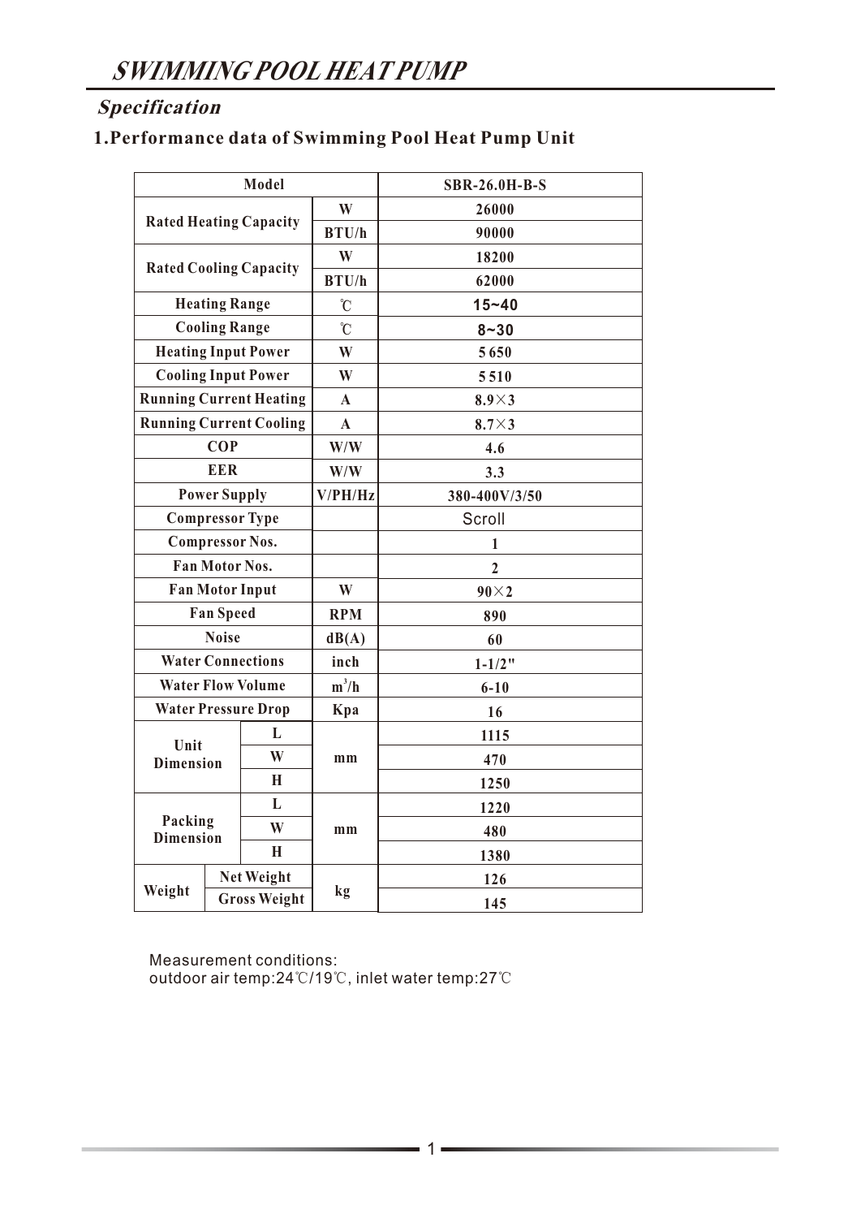# SWIMMING POOL HEAT PUMP

## Specification

### 1.Performance data of Swimming Pool Heat Pump Unit

| Model | | | SBR-26.0H-B-S |
|---|---|---|---|
| Rated Heating Capacity | | W | 26000 |
| | | BTU/h | 90000 |
| Rated Cooling Capacity | | W | 18200 |
| | | BTU/h | 62000 |
| Heating Range | | ℃ | 15~40 |
| Cooling Range | | ℃ | 8~30 |
| Heating Input Power | | W | 5 650 |
| Cooling Input Power | | W | 5 510 |
| Running Current Heating | | A | 8.9×3 |
| Running Current Cooling | | A | 8.7×3 |
| COP | | W/W | 4.6 |
| EER | | W/W | 3.3 |
| Power Supply | | V/PH/Hz | 380-400V/3/50 |
| Compressor Type | | | Scroll |
| Compressor Nos. | | | 1 |
| Fan Motor Nos. | | | 2 |
| Fan Motor Input | | W | 90×2 |
| Fan Speed | | RPM | 890 |
| Noise | | dB(A) | 60 |
| Water Connections | | inch | 1-1/2" |
| Water Flow Volume | | $m^3/h$ | 6-10 |
| Water Pressure Drop | | Kpa | 16 |
| Unit Dimension | L | mm | 1115 |
| | W | | 470 |
| | H | | 1250 |
| Packing Dimension | L | mm | 1220 |
| | W | | 480 |
| | H | | 1380 |
| Weight | Net Weight | kg | 126 |
| | Gross Weight | | 145 |

Measurement conditions:
outdoor air temp:24℃/19℃, inlet water temp:27℃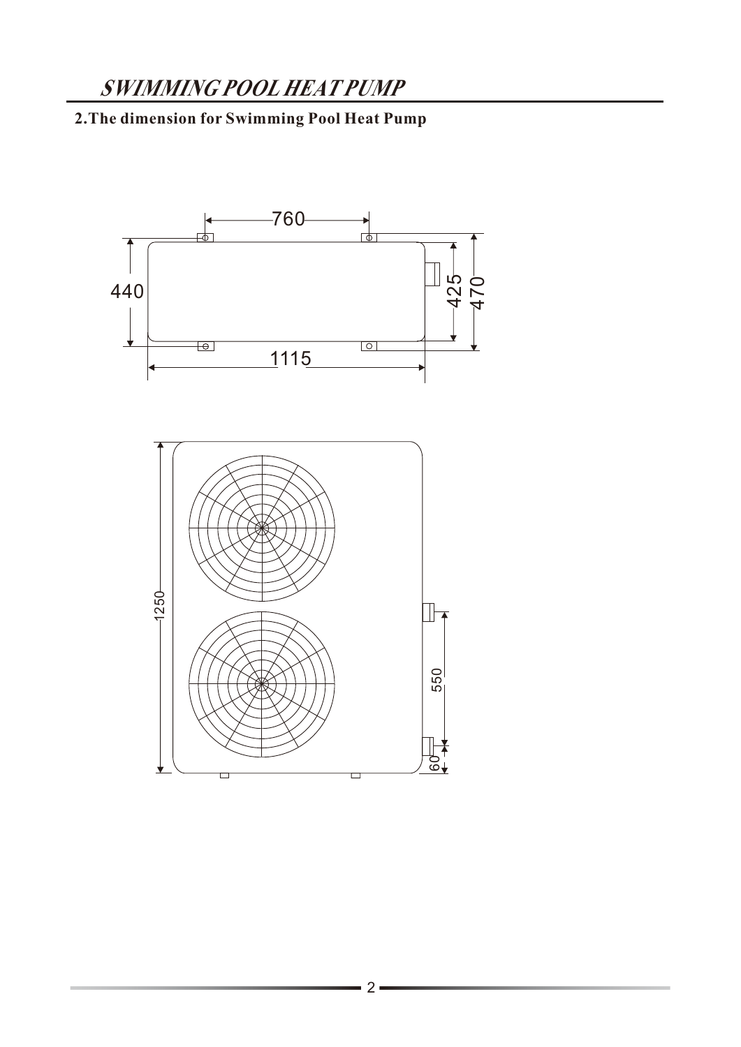## 2.The dimension for Swimming Pool Heat Pump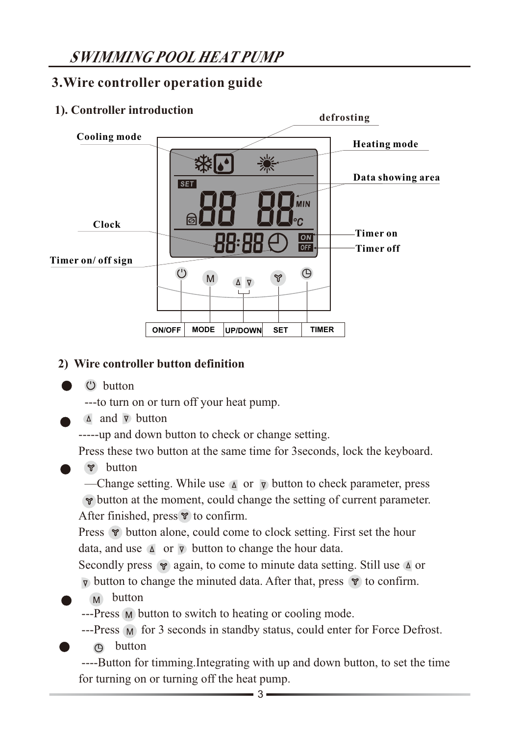## 3.Wire controller operation guide

### 1). Controller introduction

defrosting

Cooling mode

Heating mode

Data showing area

Clock

Timer on

Timer off

Timer on/ off sign

| ON/OFF | MODE | UP/DOWN | SET | TIMER |
| --- | --- | --- | --- | --- |

### 2) Wire controller button definition

- ⏻ button

  ---to turn on or turn off your heat pump.

- Δ and ∇ button

  -----up and down button to check or change setting.

  Press these two button at the same time for 3seconds, lock the keyboard.

- SET button

  —Change setting. While use Δ or ∇ button to check parameter, press SET button at the moment, could change the setting of current parameter. After finished, press SET to confirm.

  Press SET button alone, could come to clock setting. First set the hour data, and use Δ or ∇ button to change the hour data.

  Secondly press SET again, to come to minute data setting. Still use Δ or ∇ button to change the minuted data. After that, press SET to confirm.

- M button

  ---Press M button to switch to heating or cooling mode.

  ---Press M for 3 seconds in standby status, could enter for Force Defrost.

- TIMER button

  ----Button for timming.Integrating with up and down button, to set the time for turning on or turning off the heat pump.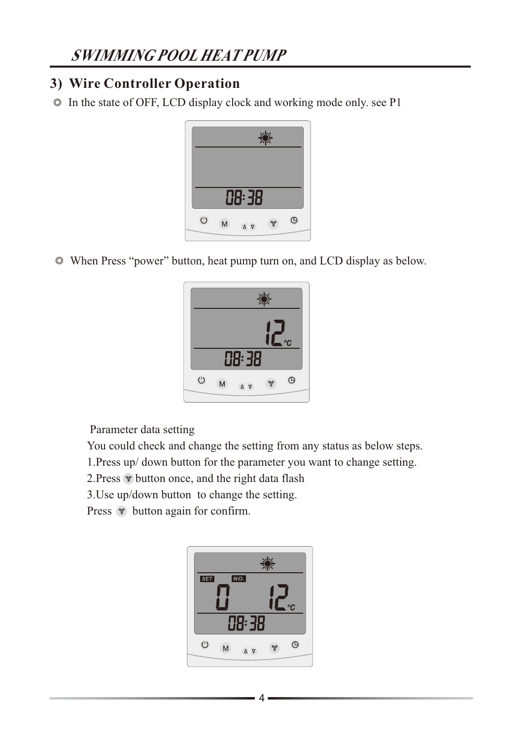## 3) Wire Controller Operation

◎ In the state of OFF, LCD display clock and working mode only. see P1

◎ When Press “power” button, heat pump turn on, and LCD display as below.

Parameter data setting

You could check and change the setting from any status as below steps.

1.Press up/ down button for the parameter you want to change setting.

2.Press button once, and the right data flash

3.Use up/down button to change the setting.

Press button again for confirm.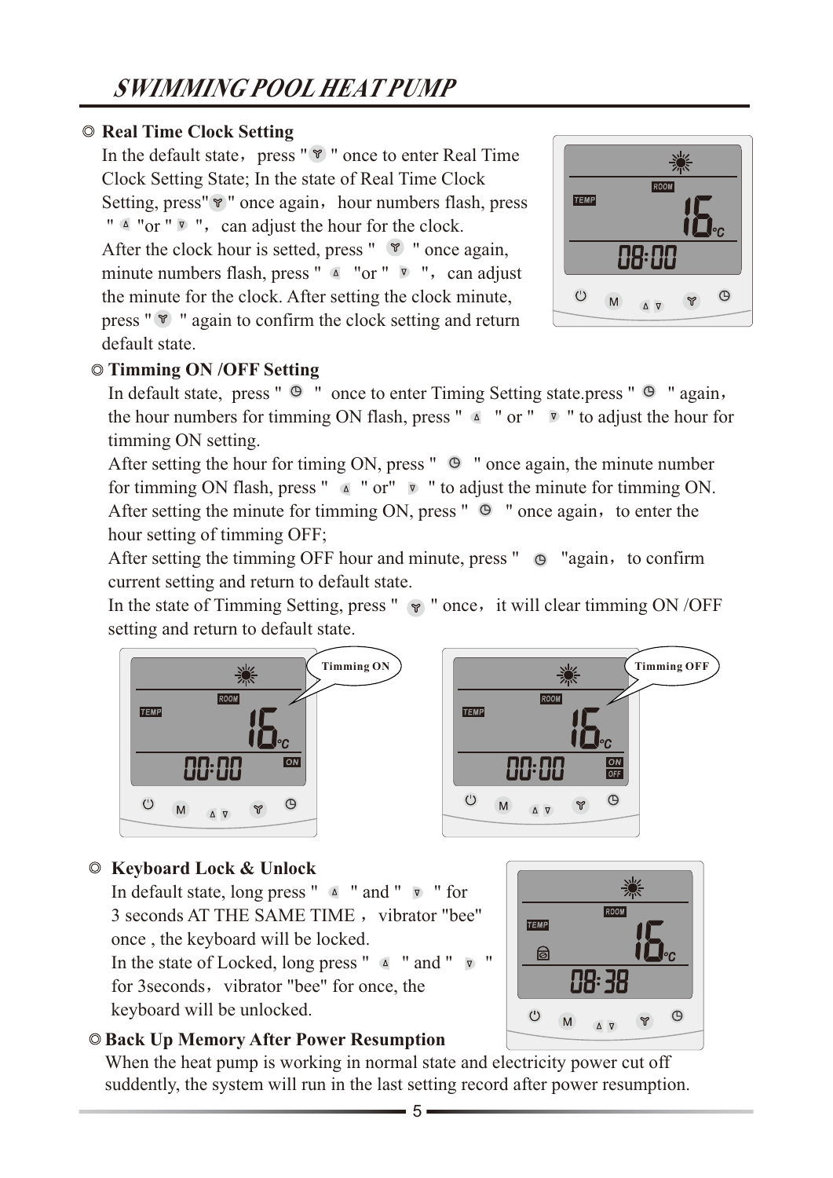## ◎ Real Time Clock Setting

In the default state，press " ⍒ " once to enter Real Time Clock Setting State; In the state of Real Time Clock Setting, press" ⍒ " once again，hour numbers flash, press " ▵ "or " ▿ "，can adjust the hour for the clock.

After the clock hour is setted, press " ⍒ " once again, minute numbers flash, press " ▵ "or " ▿ "，can adjust the minute for the clock. After setting the clock minute, press " ⍒ " again to confirm the clock setting and return default state.

## ◎ Timming ON /OFF Setting

In default state, press " ◷ " once to enter Timing Setting state.press " ◷ " again，the hour numbers for timming ON flash, press " ▵ " or " ▿ " to adjust the hour for timming ON setting.

After setting the hour for timing ON, press " ◷ " once again, the minute number for timming ON flash, press " ▵ " or" ▿ " to adjust the minute for timming ON.

After setting the minute for timming ON, press " ◷ " once again，to enter the hour setting of timming OFF;

After setting the timming OFF hour and minute, press " ◷ "again，to confirm current setting and return to default state.

In the state of Timming Setting, press " ⍒ " once，it will clear timming ON /OFF setting and return to default state.

Timming ON

Timming OFF

## ◎ Keyboard Lock & Unlock

In default state, long press " ▵ " and " ▿ " for 3 seconds AT THE SAME TIME，vibrator "bee" once , the keyboard will be locked.

In the state of Locked, long press " ▵ " and " ▿ " for 3seconds，vibrator "bee" for once, the keyboard will be unlocked.

## ◎ Back Up Memory After Power Resumption

When the heat pump is working in normal state and electricity power cut off suddenly, the system will run in the last setting record after power resumption.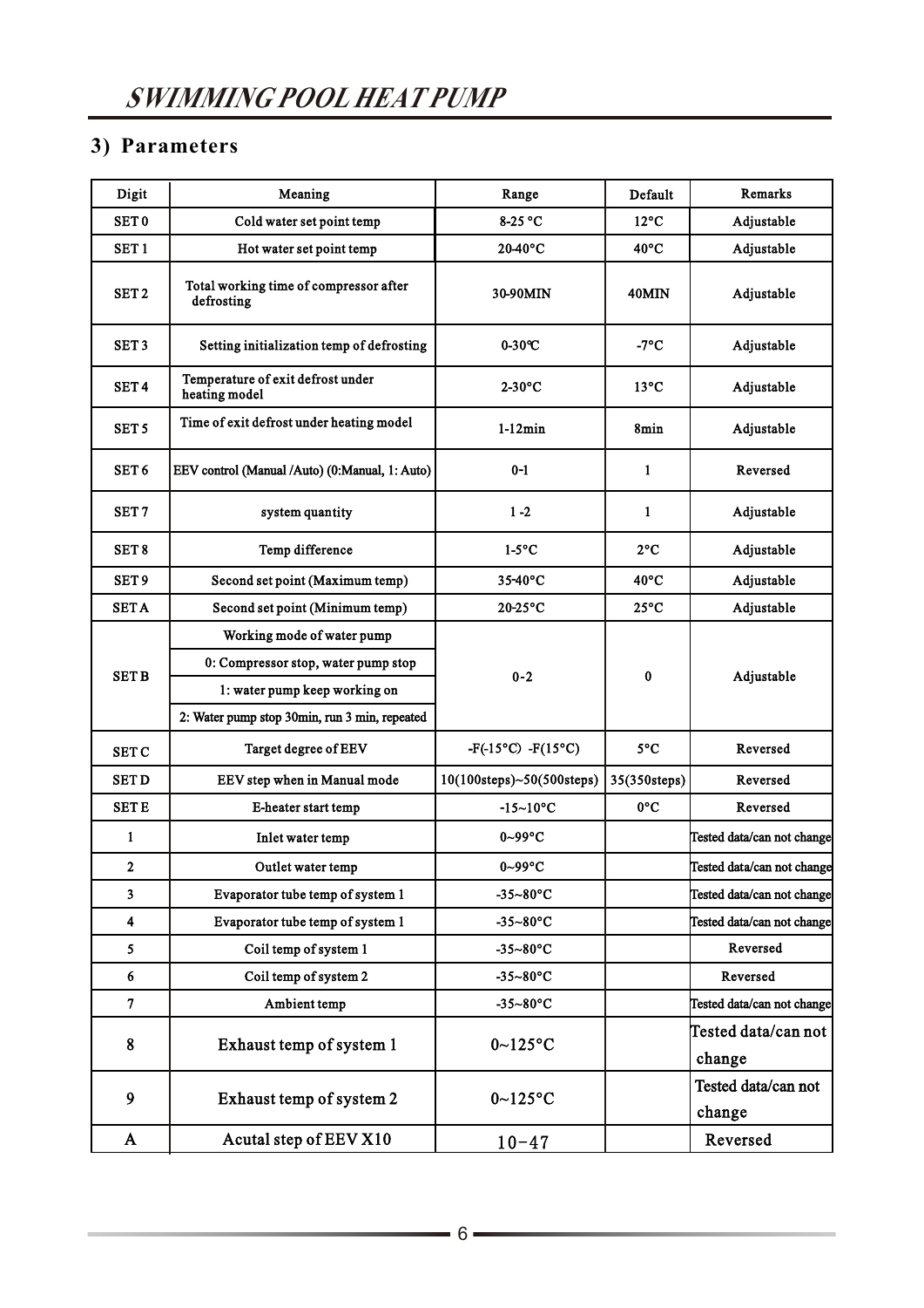## 3) Parameters

| Digit | Meaning | Range | Default | Remarks |
|---|---|---|---|---|
| SET 0 | Cold water set point temp | 8-25 °C | 12°C | Adjustable |
| SET 1 | Hot water set point temp | 20-40°C | 40°C | Adjustable |
| SET 2 | Total working time of compressor after defrosting | 30-90MIN | 40MIN | Adjustable |
| SET 3 | Setting initialization temp of defrosting | 0-30℃ | -7°C | Adjustable |
| SET 4 | Temperature of exit defrost under heating model | 2-30°C | 13°C | Adjustable |
| SET 5 | Time of exit defrost under heating model | 1-12min | 8min | Adjustable |
| SET 6 | EEV control (Manual /Auto) (0:Manual, 1: Auto) | 0-1 | 1 | Reversed |
| SET 7 | system quantity | 1 -2 | 1 | Adjustable |
| SET 8 | Temp difference | 1-5°C | 2°C | Adjustable |
| SET 9 | Second set point (Maximum temp) | 35-40°C | 40°C | Adjustable |
| SET A | Second set point (Minimum temp) | 20-25°C | 25°C | Adjustable |
| SET B | Working mode of water pump<br>0: Compressor stop, water pump stop<br>1: water pump keep working on<br>2: Water pump stop 30min, run 3 min, repeated | 0-2 | 0 | Adjustable |
| SET C | Target degree of EEV | -F(-15°C) -F(15°C) | 5°C | Reversed |
| SET D | EEV step when in Manual mode | 10(100steps)~50(500steps) | 35(350steps) | Reversed |
| SET E | E-heater start temp | -15~10°C | 0°C | Reversed |
| 1 | Inlet water temp | 0~99°C | | Tested data/can not change |
| 2 | Outlet water temp | 0~99°C | | Tested data/can not change |
| 3 | Evaporator tube temp of system 1 | -35~80°C | | Tested data/can not change |
| 4 | Evaporator tube temp of system 1 | -35~80°C | | Tested data/can not change |
| 5 | Coil temp of system 1 | -35~80°C | | Reversed |
| 6 | Coil temp of system 2 | -35~80°C | | Reversed |
| 7 | Ambient temp | -35~80°C | | Tested data/can not change |
| 8 | Exhaust temp of system 1 | 0~125°C | | Tested data/can not change |
| 9 | Exhaust temp of system 2 | 0~125°C | | Tested data/can not change |
| A | Acutal step of EEV X10 | 10-47 | | Reversed |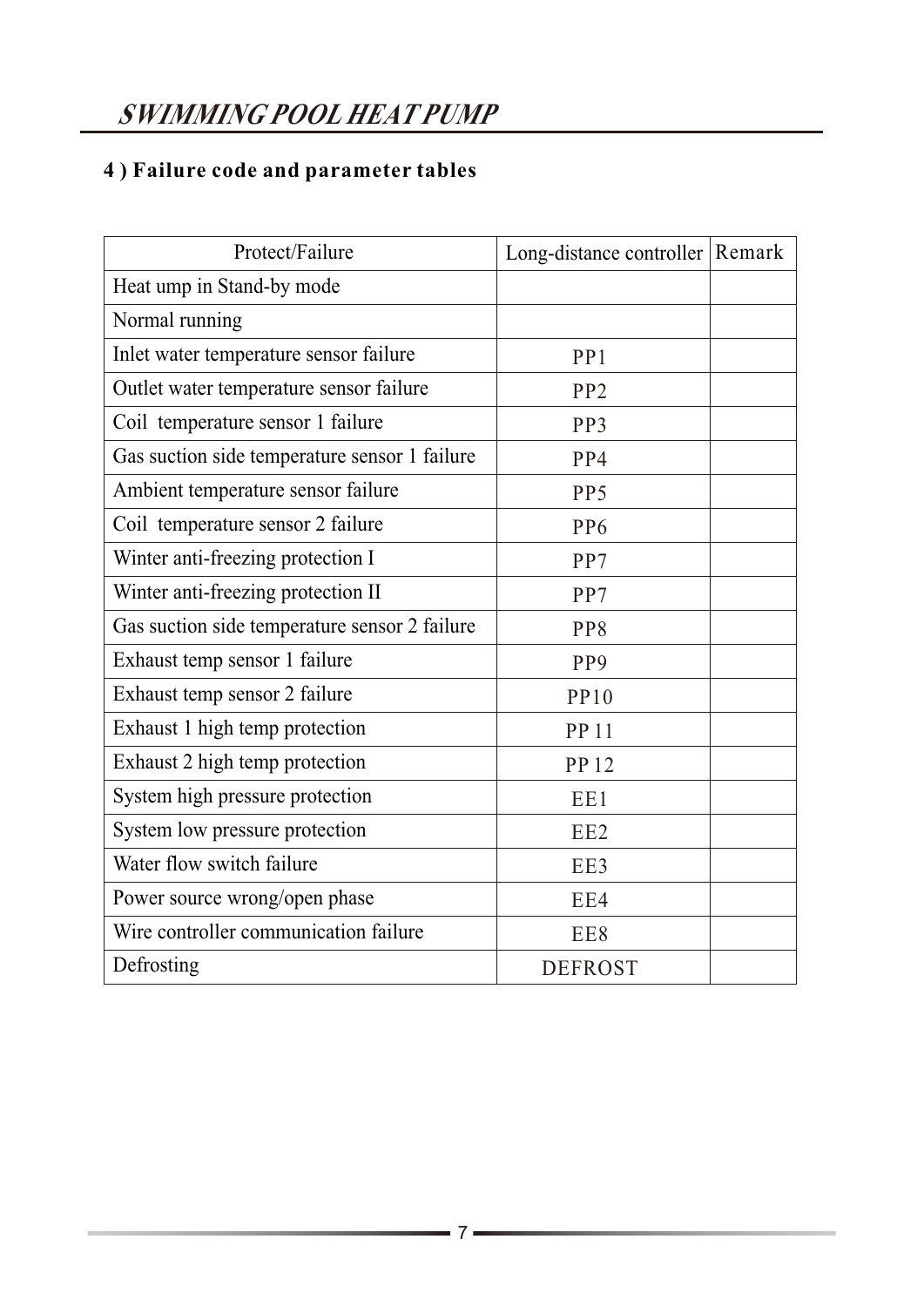## 4 ) Failure code and parameter tables

| Protect/Failure | Long-distance controller | Remark |
|---|---|---|
| Heat ump in Stand-by mode | | |
| Normal running | | |
| Inlet water temperature sensor failure | PP1 | |
| Outlet water temperature sensor failure | PP2 | |
| Coil temperature sensor 1 failure | PP3 | |
| Gas suction side temperature sensor 1 failure | PP4 | |
| Ambient temperature sensor failure | PP5 | |
| Coil temperature sensor 2 failure | PP6 | |
| Winter anti-freezing protection I | PP7 | |
| Winter anti-freezing protection II | PP7 | |
| Gas suction side temperature sensor 2 failure | PP8 | |
| Exhaust temp sensor 1 failure | PP9 | |
| Exhaust temp sensor 2 failure | PP10 | |
| Exhaust 1 high temp protection | PP 11 | |
| Exhaust 2 high temp protection | PP 12 | |
| System high pressure protection | EE1 | |
| System low pressure protection | EE2 | |
| Water flow switch failure | EE3 | |
| Power source wrong/open phase | EE4 | |
| Wire controller communication failure | EE8 | |
| Defrosting | DEFROST | |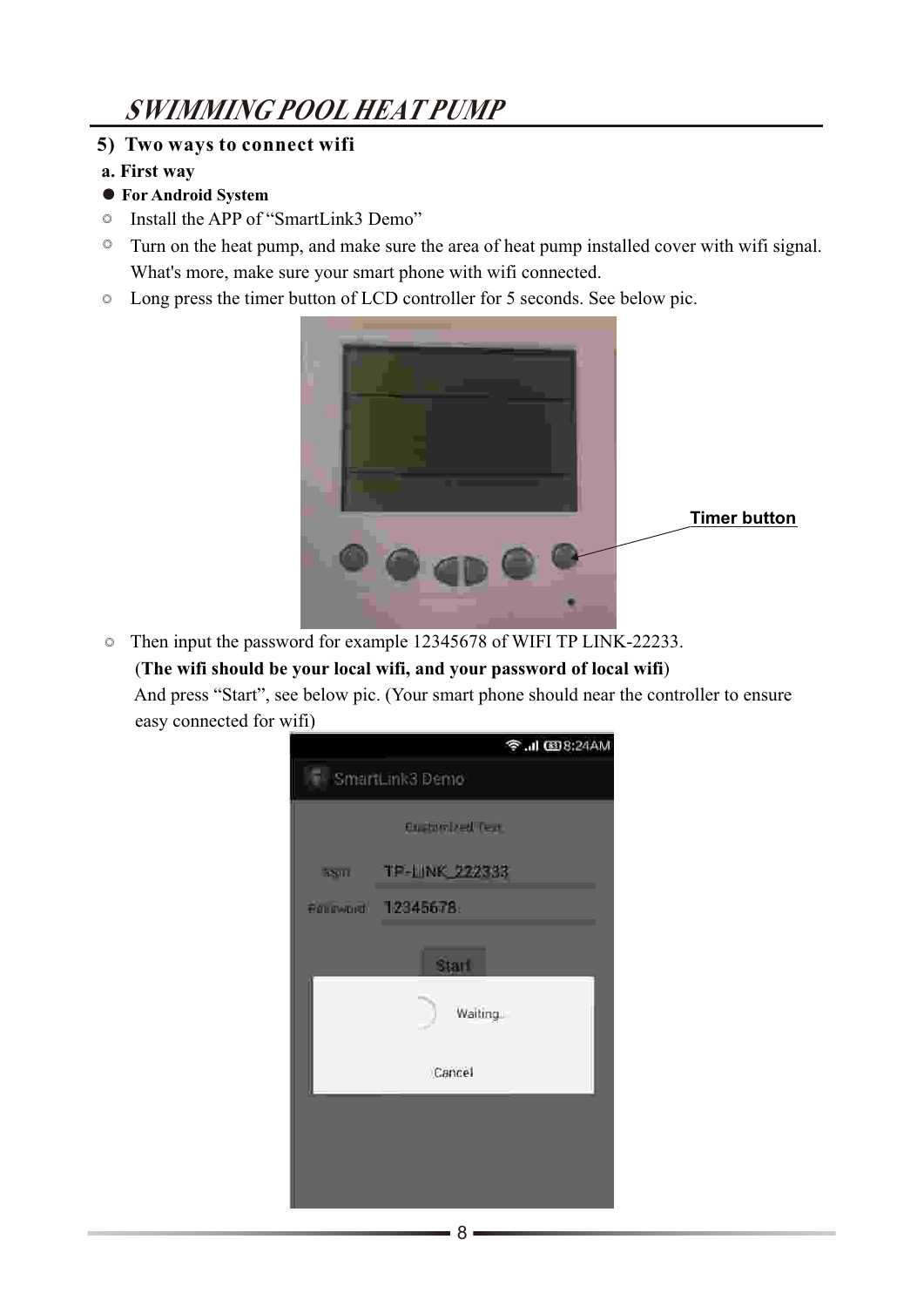## 5) Two ways to connect wifi

**a. First way**

- **For Android System**

◎ Install the APP of "SmartLink3 Demo"

◎ Turn on the heat pump, and make sure the area of heat pump installed cover with wifi signal. What's more, make sure your smart phone with wifi connected.

◎ Long press the timer button of LCD controller for 5 seconds. See below pic.

Timer button

◎ Then input the password for example 12345678 of WIFI TP LINK-22233.

(**The wifi should be your local wifi, and your password of local wifi**)

And press "Start", see below pic. (Your smart phone should near the controller to ensure easy connected for wifi)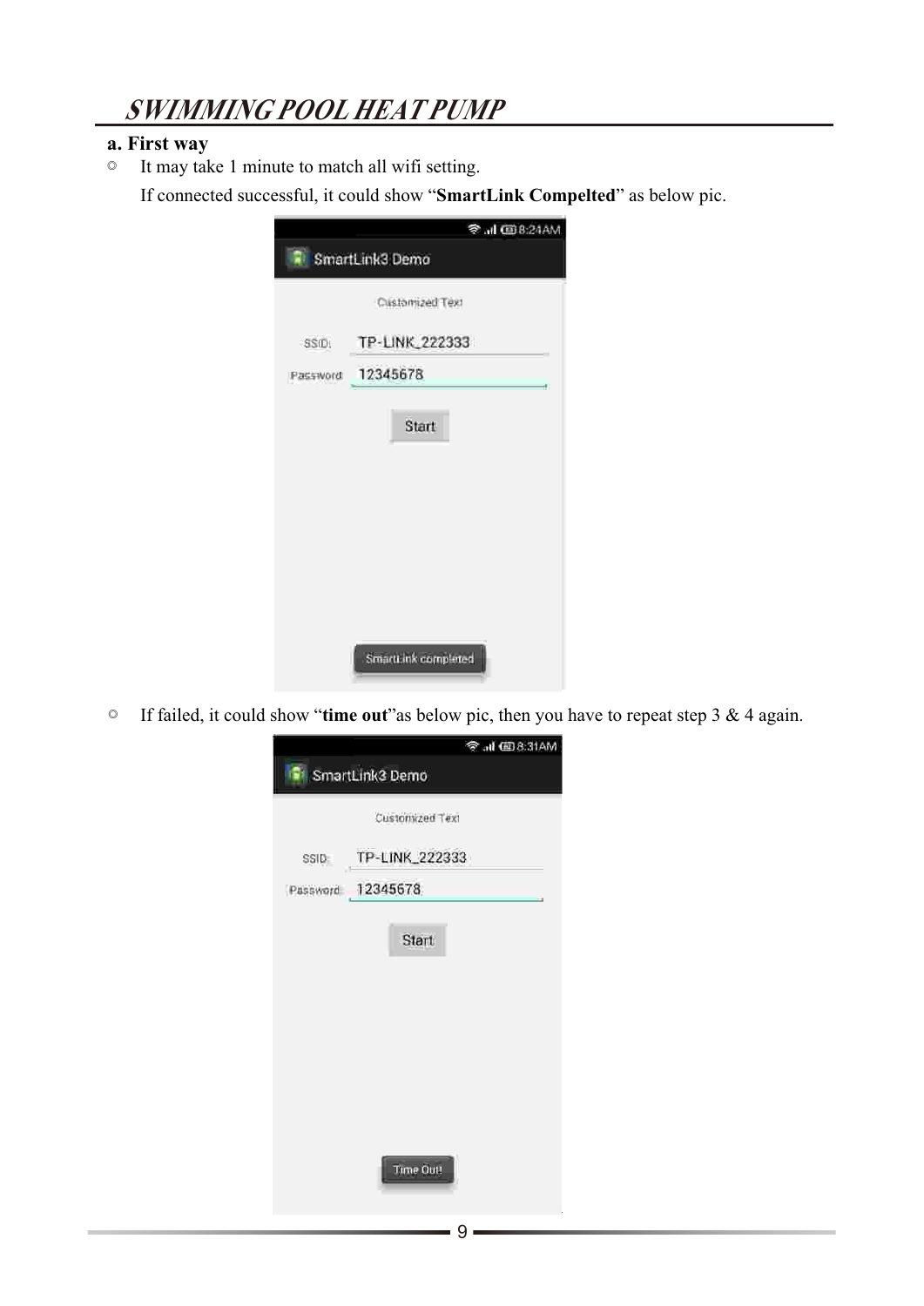**a. First way**

◎ It may take 1 minute to match all wifi setting.

If connected successful, it could show "**SmartLink Compelted**" as below pic.

◎ If failed, it could show "**time out**"as below pic, then you have to repeat step 3 & 4 again.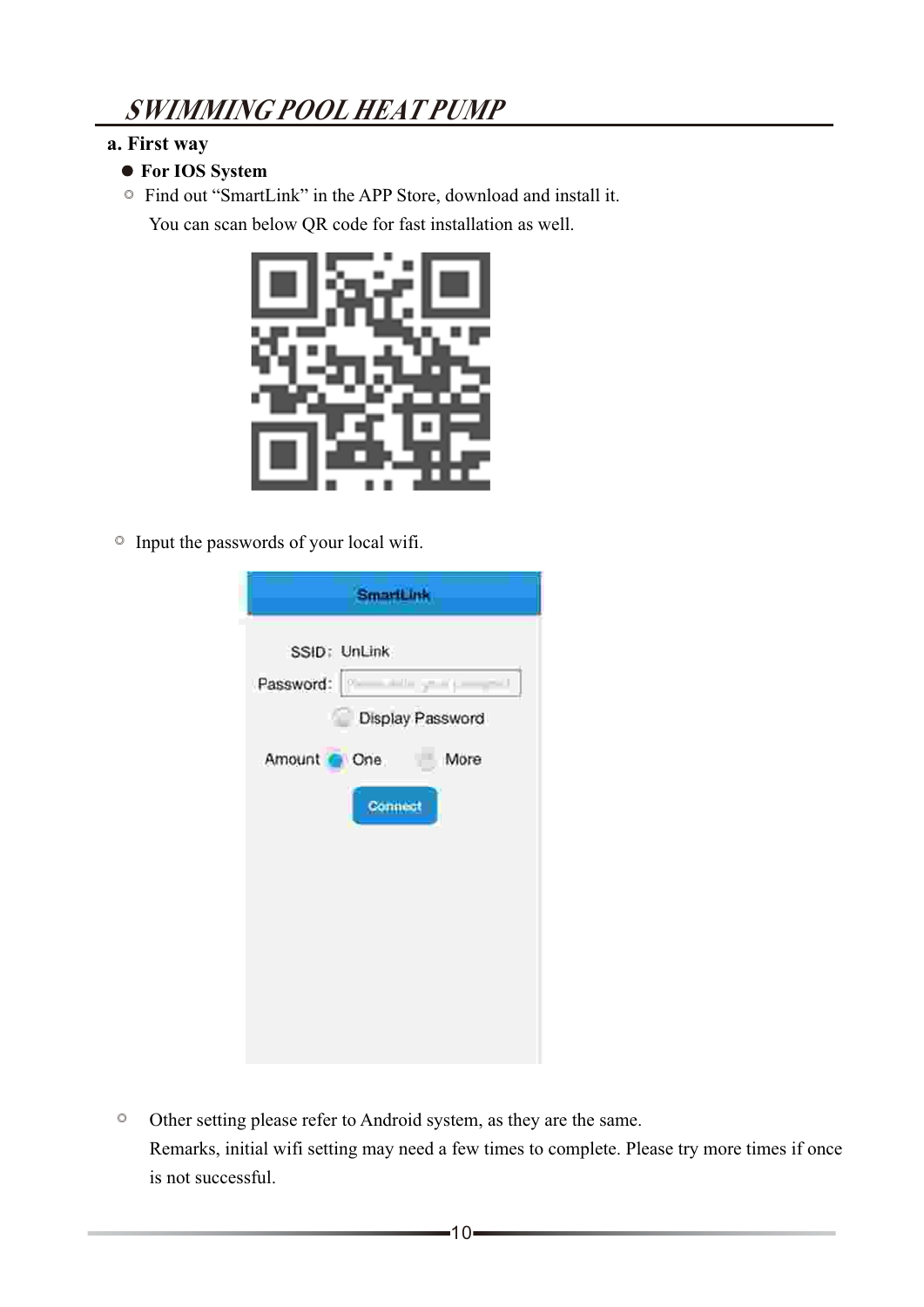## a. First way

- **For IOS System**
  - Find out "SmartLink" in the APP Store, download and install it.
    You can scan below QR code for fast installation as well.
  - Input the passwords of your local wifi.
  - Other setting please refer to Android system, as they are the same.
    Remarks, initial wifi setting may need a few times to complete. Please try more times if once is not successful.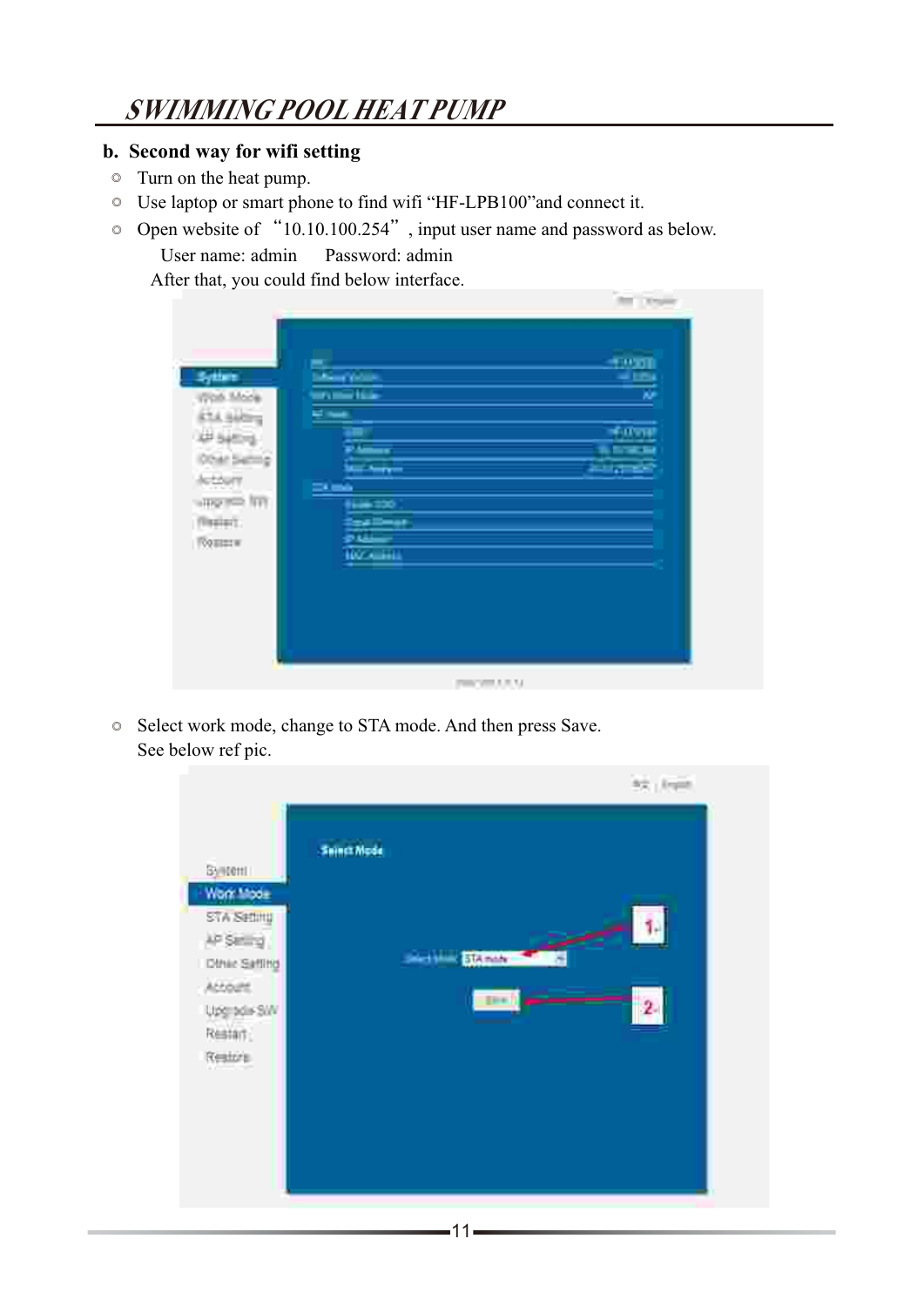## b. Second way for wifi setting

- Turn on the heat pump.
- Use laptop or smart phone to find wifi "HF-LPB100"and connect it.
- Open website of "10.10.100.254", input user name and password as below.

  User name: admin    Password: admin

  After that, you could find below interface.

- Select work mode, change to STA mode. And then press Save.

  See below ref pic.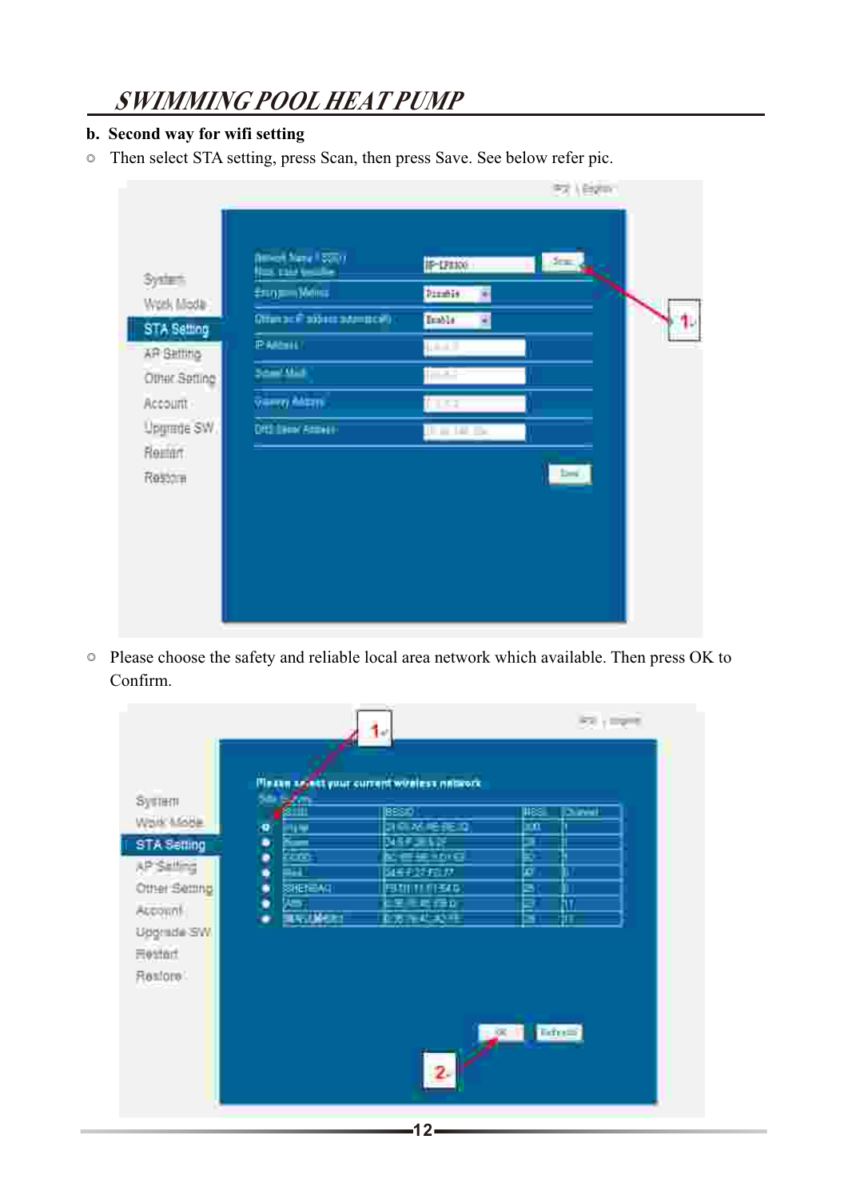**b. Second way for wifi setting**

◎ Then select STA setting, press Scan, then press Save. See below refer pic.

◎ Please choose the safety and reliable local area network which available. Then press OK to Confirm.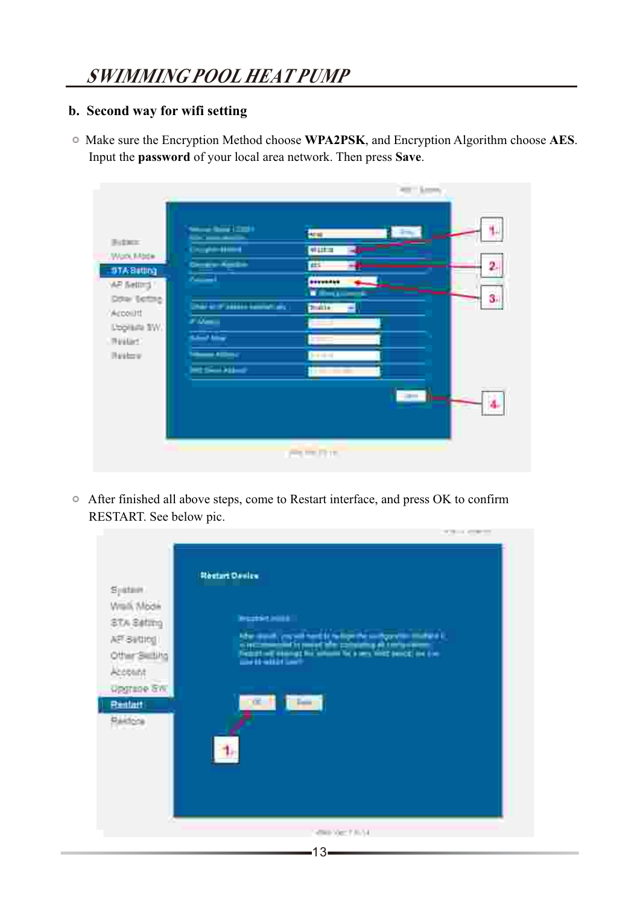**b. Second way for wifi setting**

◎ Make sure the Encryption Method choose **WPA2PSK**, and Encryption Algorithm choose **AES**. Input the **password** of your local area network. Then press **Save**.

◎ After finished all above steps, come to Restart interface, and press OK to confirm RESTART. See below pic.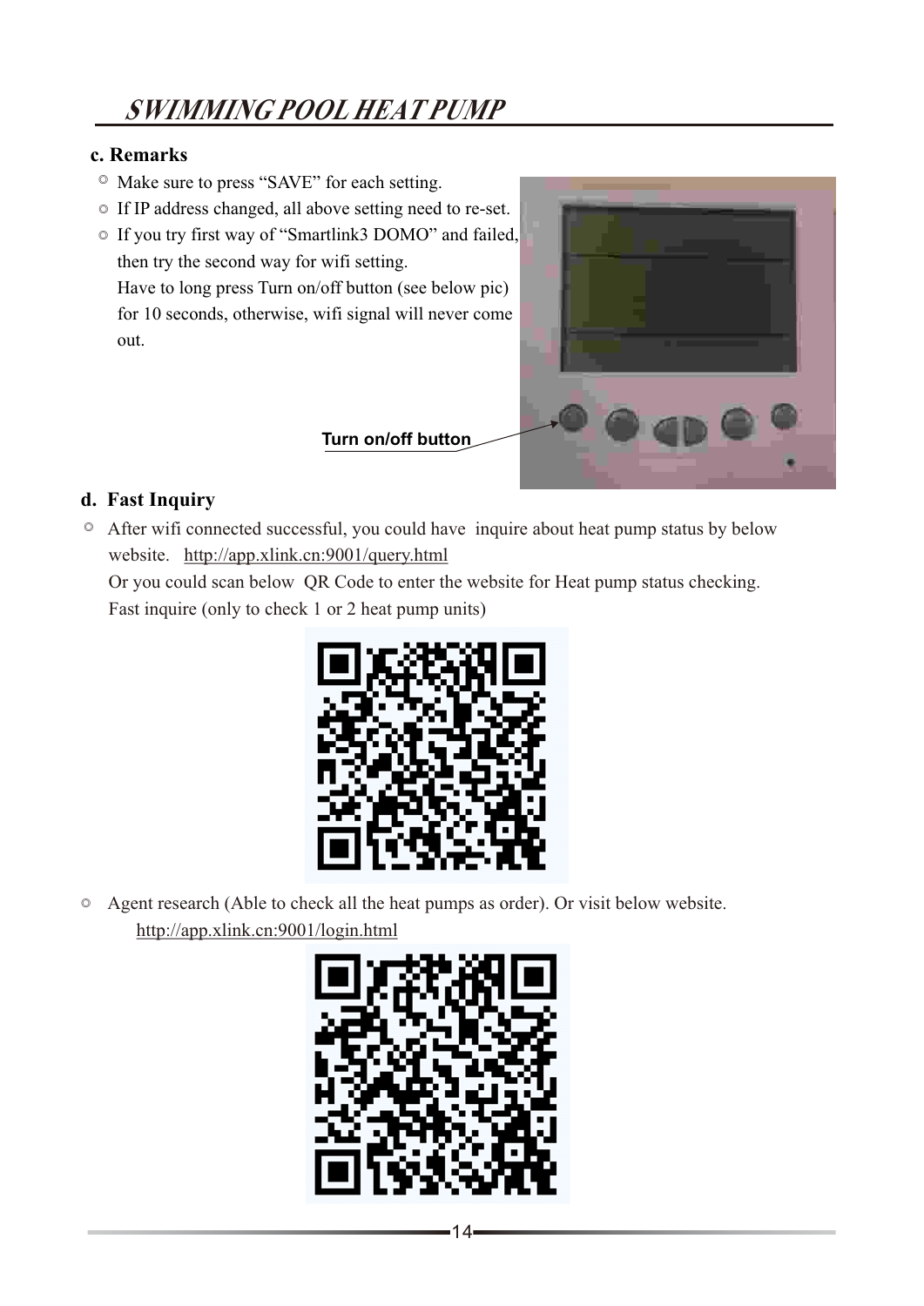### c. Remarks

- Make sure to press "SAVE" for each setting.
- If IP address changed, all above setting need to re-set.
- If you try first way of "Smartlink3 DOMO" and failed, then try the second way for wifi setting.
  Have to long press Turn on/off button (see below pic) for 10 seconds, otherwise, wifi signal will never come out.

Turn on/off button

### d. Fast Inquiry

- After wifi connected successful, you could have inquire about heat pump status by below website. http://app.xlink.cn:9001/query.html
  Or you could scan below QR Code to enter the website for Heat pump status checking.
  Fast inquire (only to check 1 or 2 heat pump units)

- Agent research (Able to check all the heat pumps as order). Or visit below website.
  http://app.xlink.cn:9001/login.html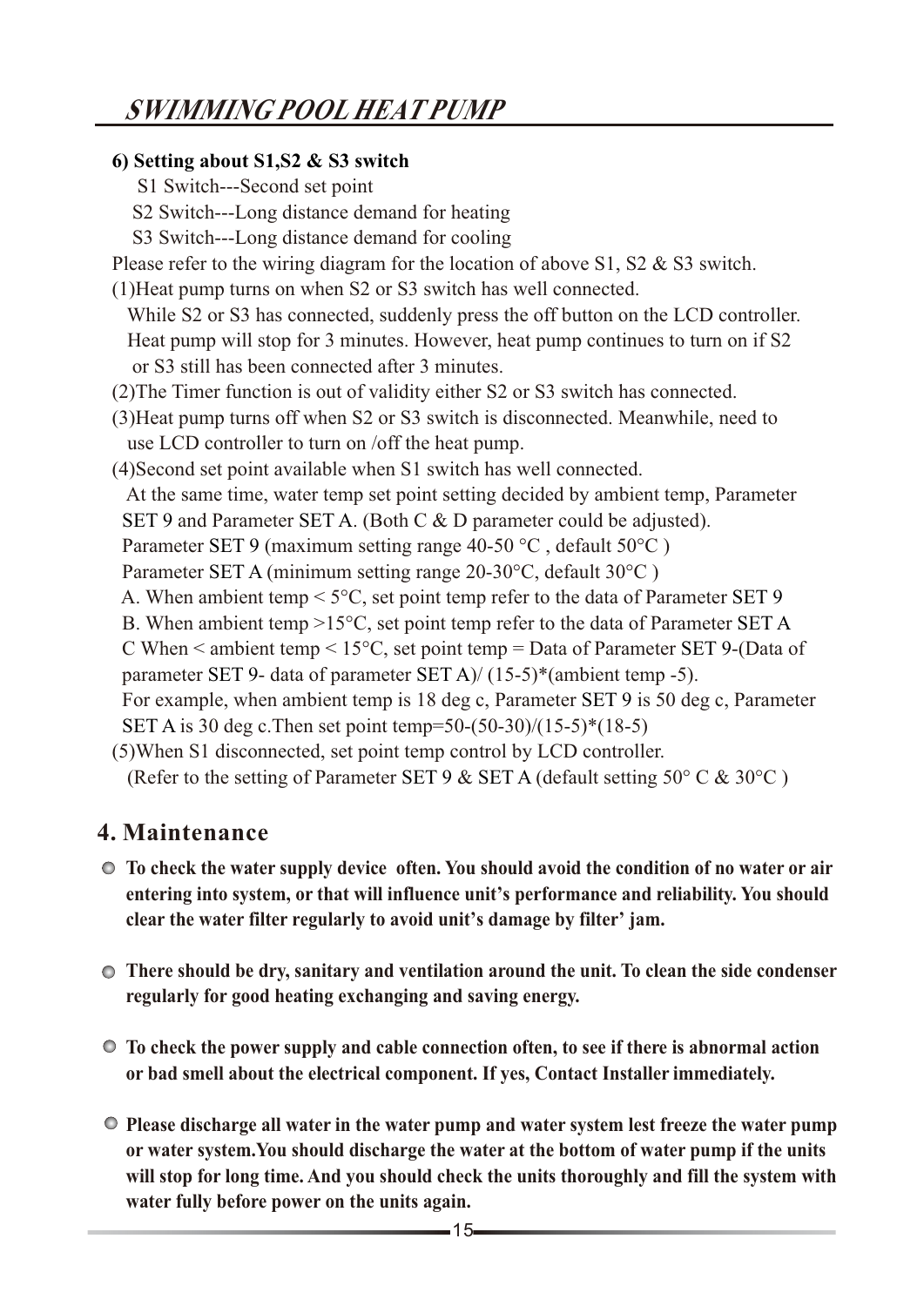**6) Setting about S1,S2 & S3 switch**

S1 Switch---Second set point

S2 Switch---Long distance demand for heating

S3 Switch---Long distance demand for cooling

Please refer to the wiring diagram for the location of above S1, S2 & S3 switch.

(1)Heat pump turns on when S2 or S3 switch has well connected.
While S2 or S3 has connected, suddenly press the off button on the LCD controller. Heat pump will stop for 3 minutes. However, heat pump continues to turn on if S2 or S3 still has been connected after 3 minutes.

(2)The Timer function is out of validity either S2 or S3 switch has connected.

(3)Heat pump turns off when S2 or S3 switch is disconnected. Meanwhile, need to use LCD controller to turn on /off the heat pump.

(4)Second set point available when S1 switch has well connected.
At the same time, water temp set point setting decided by ambient temp, Parameter SET 9 and Parameter SET A. (Both C & D parameter could be adjusted).
Parameter SET 9 (maximum setting range 40-50 °C , default 50°C )
Parameter SET A (minimum setting range 20-30°C, default 30°C )
A. When ambient temp < 5°C, set point temp refer to the data of Parameter SET 9
B. When ambient temp >15°C, set point temp refer to the data of Parameter SET A
C When < ambient temp < 15°C, set point temp = Data of Parameter SET 9-(Data of parameter SET 9- data of parameter SET A)/ (15-5)*(ambient temp -5).
For example, when ambient temp is 18 deg c, Parameter SET 9 is 50 deg c, Parameter SET A is 30 deg c.Then set point temp=50-(50-30)/(15-5)*(18-5)

(5)When S1 disconnected, set point temp control by LCD controller.
(Refer to the setting of Parameter SET 9 & SET A (default setting 50° C & 30°C )

## 4. Maintenance

- **To check the water supply device often. You should avoid the condition of no water or air entering into system, or that will influence unit's performance and reliability. You should clear the water filter regularly to avoid unit's damage by filter' jam.**

- **There should be dry, sanitary and ventilation around the unit. To clean the side condenser regularly for good heating exchanging and saving energy.**

- **To check the power supply and cable connection often, to see if there is abnormal action or bad smell about the electrical component. If yes, Contact Installer immediately.**

- **Please discharge all water in the water pump and water system lest freeze the water pump or water system.You should discharge the water at the bottom of water pump if the units will stop for long time. And you should check the units thoroughly and fill the system with water fully before power on the units again.**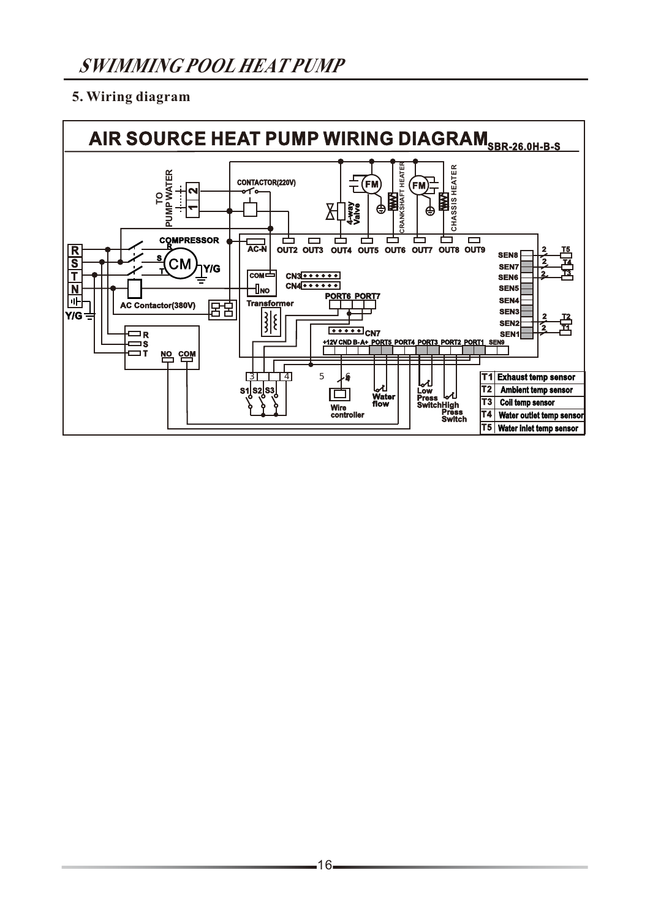## 5. Wiring diagram

# AIR SOURCE HEAT PUMP WIRING DIAGRAM SBR-26.0H-B-S

| | |
|---|---|
| T1 | Exhaust temp sensor |
| T2 | Ambient temp sensor |
| T3 | Coil temp sensor |
| T4 | Water outlet temp sensor |
| T5 | Water inlet temp sensor |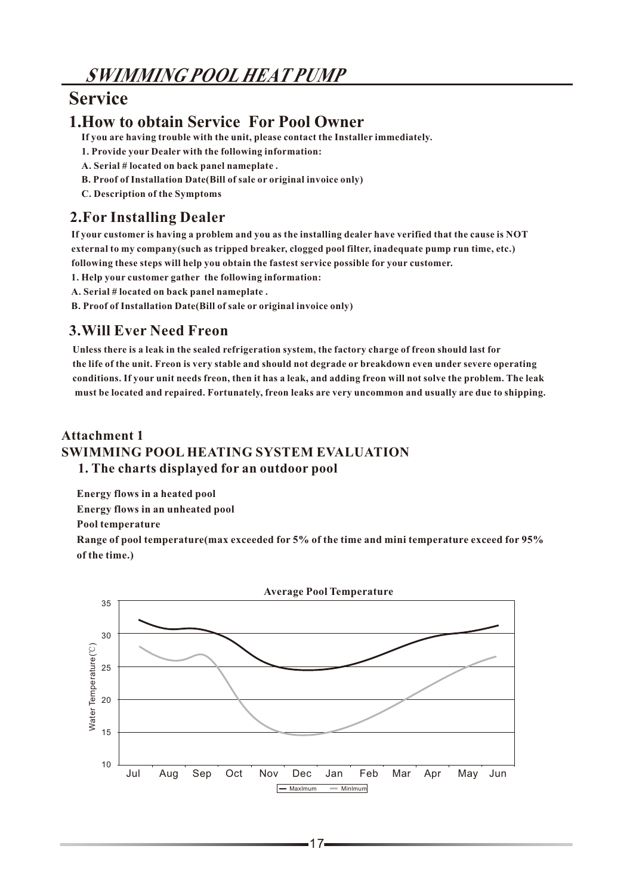# Service

## 1.How to obtain Service For Pool Owner

**If you are having trouble with the unit, please contact the Installer immediately.**

**1. Provide your Dealer with the following information:**

**A. Serial # located on back panel nameplate .**

**B. Proof of Installation Date(Bill of sale or original invoice only)**

**C. Description of the Symptoms**

## 2.For Installing Dealer

**If your customer is having a problem and you as the installing dealer have verified that the cause is NOT external to my company(such as tripped breaker, clogged pool filter, inadequate pump run time, etc.) following these steps will help you obtain the fastest service possible for your customer.**

**1. Help your customer gather the following information:**

**A. Serial # located on back panel nameplate .**

**B. Proof of Installation Date(Bill of sale or original invoice only)**

## 3.Will Ever Need Freon

**Unless there is a leak in the sealed refrigeration system, the factory charge of freon should last for the life of the unit. Freon is very stable and should not degrade or breakdown even under severe operating conditions. If your unit needs freon, then it has a leak, and adding freon will not solve the problem. The leak must be located and repaired. Fortunately, freon leaks are very uncommon and usually are due to shipping.**

## Attachment 1
## SWIMMING POOL HEATING SYSTEM EVALUATION

### 1. The charts displayed for an outdoor pool

**Energy flows in a heated pool**

**Energy flows in an unheated pool**

**Pool temperature**

**Range of pool temperature(max exceeded for 5% of the time and mini temperature exceed for 95% of the time.)**

**Average Pool Temperature**

Water Temperature(℃)

35, 30, 25, 20, 15, 10

Jul Aug Sep Oct Nov Dec Jan Feb Mar Apr May Jun

Maximum — Minimum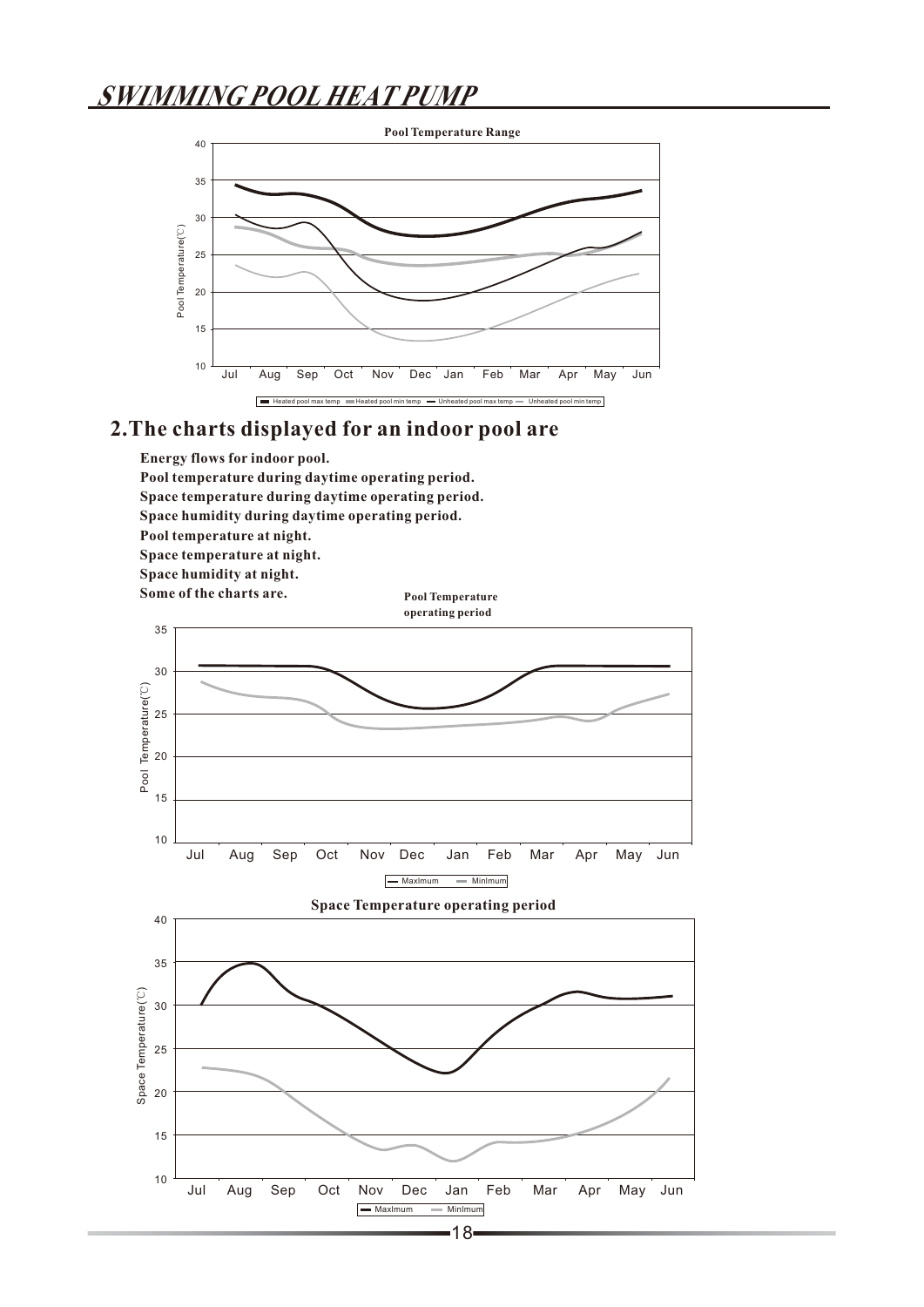# SWIMMING POOL HEAT PUMP

**Pool Temperature Range**

Pool Temperature(℃)

Jul Aug Sep Oct Nov Dec Jan Feb Mar Apr May Jun

Heated pool max temp — Heated pool min temp — Unheated pool max temp — Unheated pool min temp

## 2.The charts displayed for an indoor pool are

**Energy flows for indoor pool.**
**Pool temperature during daytime operating period.**
**Space temperature during daytime operating period.**
**Space humidity during daytime operating period.**
**Pool temperature at night.**
**Space temperature at night.**
**Space humidity at night.**
**Some of the charts are.**

**Pool Temperature operating period**

Pool Temperature(℃)

Jul Aug Sep Oct Nov Dec Jan Feb Mar Apr May Jun

Maximum — Minimum

**Space Temperature operating period**

Space Temperature(℃)

Jul Aug Sep Oct Nov Dec Jan Feb Mar Apr May Jun

Maximum — Minimum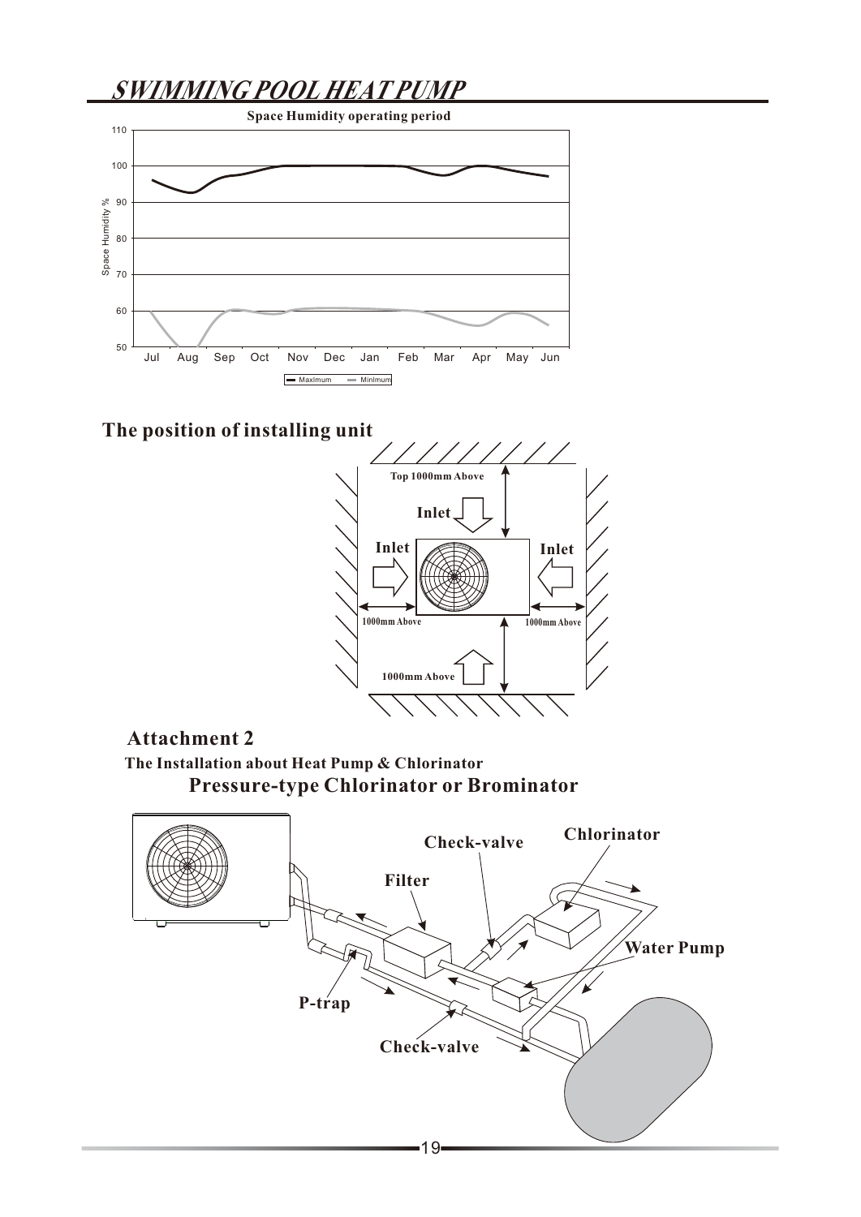## Space Humidity operating period

Space Humidity %

Jul Aug Sep Oct Nov Dec Jan Feb Mar Apr May Jun

Maximum — Minimum

## The position of installing unit

Top 1000mm Above

Inlet

Inlet

Inlet

1000mm Above

1000mm Above

1000mm Above

## Attachment 2

### The Installation about Heat Pump & Chlorinator

### Pressure-type Chlorinator or Brominator

Check-valve

Chlorinator

Filter

Water Pump

P-trap

Check-valve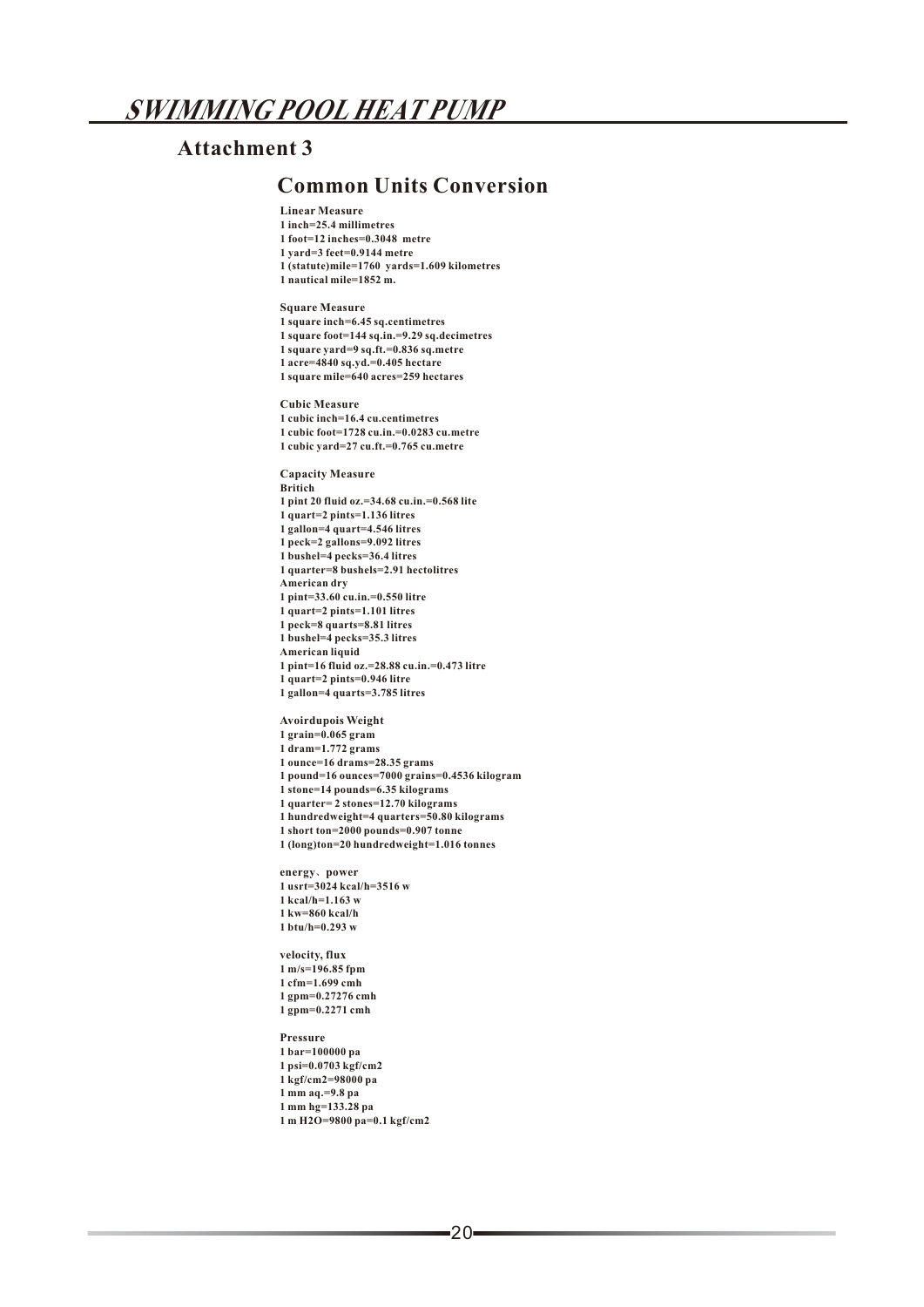## Attachment 3

### Common Units Conversion

**Linear Measure**
**1 inch=25.4 millimetres**
**1 foot=12 inches=0.3048 metre**
**1 yard=3 feet=0.9144 metre**
**1 (statute)mile=1760 yards=1.609 kilometres**
**1 nautical mile=1852 m.**

**Square Measure**
**1 square inch=6.45 sq.centimetres**
**1 square foot=144 sq.in.=9.29 sq.decimetres**
**1 square yard=9 sq.ft.=0.836 sq.metre**
**1 acre=4840 sq.yd.=0.405 hectare**
**1 square mile=640 acres=259 hectares**

**Cubic Measure**
**1 cubic inch=16.4 cu.centimetres**
**1 cubic foot=1728 cu.in.=0.0283 cu.metre**
**1 cubic yard=27 cu.ft.=0.765 cu.metre**

**Capacity Measure**
**Britich**
**1 pint 20 fluid oz.=34.68 cu.in.=0.568 lite**
**1 quart=2 pints=1.136 litres**
**1 gallon=4 quart=4.546 litres**
**1 peck=2 gallons=9.092 litres**
**1 bushel=4 pecks=36.4 litres**
**1 quarter=8 bushels=2.91 hectolitres**
**American dry**
**1 pint=33.60 cu.in.=0.550 litre**
**1 quart=2 pints=1.101 litres**
**1 peck=8 quarts=8.81 litres**
**1 bushel=4 pecks=35.3 litres**
**American liquid**
**1 pint=16 fluid oz.=28.88 cu.in.=0.473 litre**
**1 quart=2 pints=0.946 litre**
**1 gallon=4 quarts=3.785 litres**

**Avoirdupois Weight**
**1 grain=0.065 gram**
**1 dram=1.772 grams**
**1 ounce=16 drams=28.35 grams**
**1 pound=16 ounces=7000 grains=0.4536 kilogram**
**1 stone=14 pounds=6.35 kilograms**
**1 quarter= 2 stones=12.70 kilograms**
**1 hundredweight=4 quarters=50.80 kilograms**
**1 short ton=2000 pounds=0.907 tonne**
**1 (long)ton=20 hundredweight=1.016 tonnes**

**energy、power**
**1 usrt=3024 kcal/h=3516 w**
**1 kcal/h=1.163 w**
**1 kw=860 kcal/h**
**1 btu/h=0.293 w**

**velocity, flux**
**1 m/s=196.85 fpm**
**1 cfm=1.699 cmh**
**1 gpm=0.27276 cmh**
**1 gpm=0.2271 cmh**

**Pressure**
**1 bar=100000 pa**
**1 psi=0.0703 kgf/cm2**
**1 kgf/cm2=98000 pa**
**1 mm aq.=9.8 pa**
**1 mm hg=133.28 pa**
**1 m $H_2O$=9800 pa=0.1 kgf/cm2**